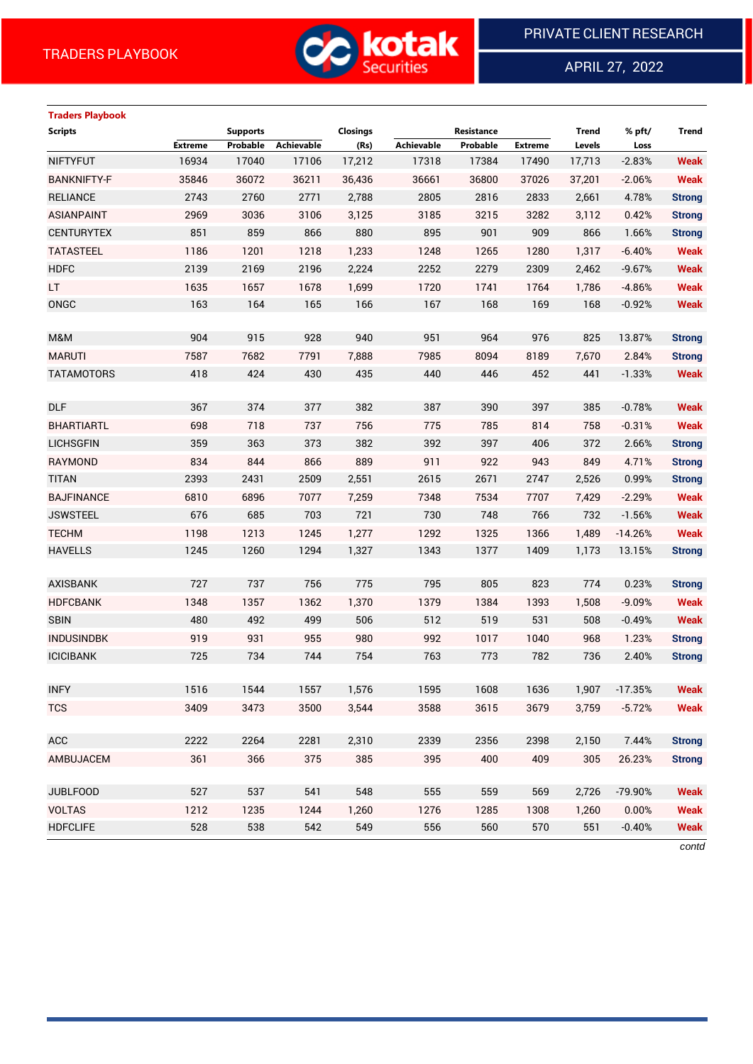TRADERS PLAYBOOK

PRIVATE CLIENT RESEARCH

APRIL 27, 2022

**Traders Playbook**

| Scripts | Supports | | | Closings | Resistance | | | Trend | % pft/ | Trend |
|---|---|---|---|---|---|---|---|---|---|---|
| | Extreme | Probable | Achievable | (Rs) | Achievable | Probable | Extreme | Levels | Loss | |
| NIFTYFUT | 16934 | 17040 | 17106 | 17,212 | 17318 | 17384 | 17490 | 17,713 | -2.83% | Weak |
| BANKNIFTY-F | 35846 | 36072 | 36211 | 36,436 | 36661 | 36800 | 37026 | 37,201 | -2.06% | Weak |
| RELIANCE | 2743 | 2760 | 2771 | 2,788 | 2805 | 2816 | 2833 | 2,661 | 4.78% | Strong |
| ASIANPAINT | 2969 | 3036 | 3106 | 3,125 | 3185 | 3215 | 3282 | 3,112 | 0.42% | Strong |
| CENTURYTEX | 851 | 859 | 866 | 880 | 895 | 901 | 909 | 866 | 1.66% | Strong |
| TATASTEEL | 1186 | 1201 | 1218 | 1,233 | 1248 | 1265 | 1280 | 1,317 | -6.40% | Weak |
| HDFC | 2139 | 2169 | 2196 | 2,224 | 2252 | 2279 | 2309 | 2,462 | -9.67% | Weak |
| LT | 1635 | 1657 | 1678 | 1,699 | 1720 | 1741 | 1764 | 1,786 | -4.86% | Weak |
| ONGC | 163 | 164 | 165 | 166 | 167 | 168 | 169 | 168 | -0.92% | Weak |
| | | | | | | | | | | |
| M&M | 904 | 915 | 928 | 940 | 951 | 964 | 976 | 825 | 13.87% | Strong |
| MARUTI | 7587 | 7682 | 7791 | 7,888 | 7985 | 8094 | 8189 | 7,670 | 2.84% | Strong |
| TATAMOTORS | 418 | 424 | 430 | 435 | 440 | 446 | 452 | 441 | -1.33% | Weak |
| | | | | | | | | | | |
| DLF | 367 | 374 | 377 | 382 | 387 | 390 | 397 | 385 | -0.78% | Weak |
| BHARTIARTL | 698 | 718 | 737 | 756 | 775 | 785 | 814 | 758 | -0.31% | Weak |
| LICHSGFIN | 359 | 363 | 373 | 382 | 392 | 397 | 406 | 372 | 2.66% | Strong |
| RAYMOND | 834 | 844 | 866 | 889 | 911 | 922 | 943 | 849 | 4.71% | Strong |
| TITAN | 2393 | 2431 | 2509 | 2,551 | 2615 | 2671 | 2747 | 2,526 | 0.99% | Strong |
| BAJFINANCE | 6810 | 6896 | 7077 | 7,259 | 7348 | 7534 | 7707 | 7,429 | -2.29% | Weak |
| JSWSTEEL | 676 | 685 | 703 | 721 | 730 | 748 | 766 | 732 | -1.56% | Weak |
| TECHM | 1198 | 1213 | 1245 | 1,277 | 1292 | 1325 | 1366 | 1,489 | -14.26% | Weak |
| HAVELLS | 1245 | 1260 | 1294 | 1,327 | 1343 | 1377 | 1409 | 1,173 | 13.15% | Strong |
| | | | | | | | | | | |
| AXISBANK | 727 | 737 | 756 | 775 | 795 | 805 | 823 | 774 | 0.23% | Strong |
| HDFCBANK | 1348 | 1357 | 1362 | 1,370 | 1379 | 1384 | 1393 | 1,508 | -9.09% | Weak |
| SBIN | 480 | 492 | 499 | 506 | 512 | 519 | 531 | 508 | -0.49% | Weak |
| INDUSINDBK | 919 | 931 | 955 | 980 | 992 | 1017 | 1040 | 968 | 1.23% | Strong |
| ICICIBANK | 725 | 734 | 744 | 754 | 763 | 773 | 782 | 736 | 2.40% | Strong |
| | | | | | | | | | | |
| INFY | 1516 | 1544 | 1557 | 1,576 | 1595 | 1608 | 1636 | 1,907 | -17.35% | Weak |
| TCS | 3409 | 3473 | 3500 | 3,544 | 3588 | 3615 | 3679 | 3,759 | -5.72% | Weak |
| | | | | | | | | | | |
| ACC | 2222 | 2264 | 2281 | 2,310 | 2339 | 2356 | 2398 | 2,150 | 7.44% | Strong |
| AMBUJACEM | 361 | 366 | 375 | 385 | 395 | 400 | 409 | 305 | 26.23% | Strong |
| | | | | | | | | | | |
| JUBLFOOD | 527 | 537 | 541 | 548 | 555 | 559 | 569 | 2,726 | -79.90% | Weak |
| VOLTAS | 1212 | 1235 | 1244 | 1,260 | 1276 | 1285 | 1308 | 1,260 | 0.00% | Weak |
| HDFCLIFE | 528 | 538 | 542 | 549 | 556 | 560 | 570 | 551 | -0.40% | Weak |

*contd*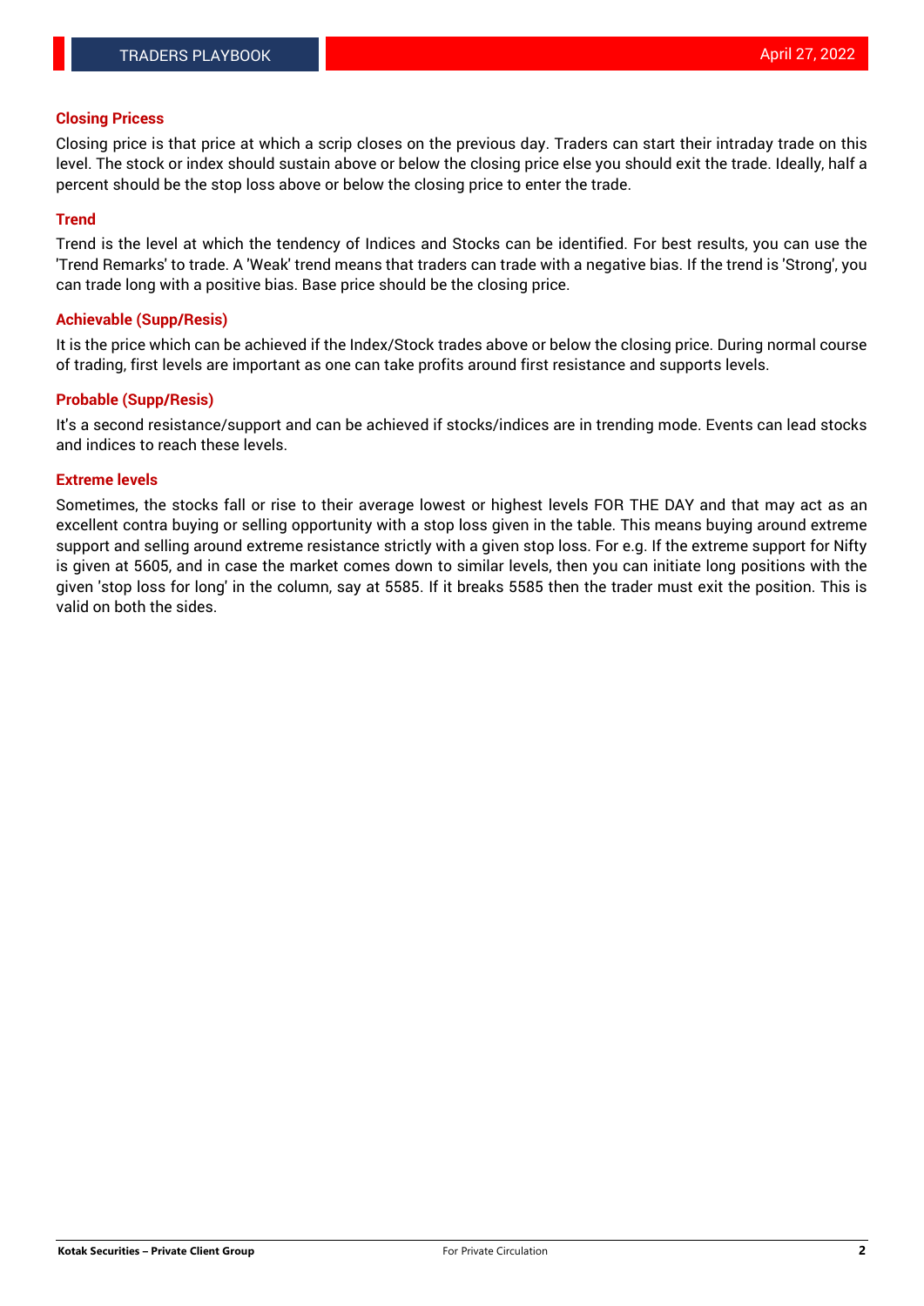## Closing Pricess

Closing price is that price at which a scrip closes on the previous day. Traders can start their intraday trade on this level. The stock or index should sustain above or below the closing price else you should exit the trade. Ideally, half a percent should be the stop loss above or below the closing price to enter the trade.

## Trend

Trend is the level at which the tendency of Indices and Stocks can be identified. For best results, you can use the 'Trend Remarks' to trade. A 'Weak' trend means that traders can trade with a negative bias. If the trend is 'Strong', you can trade long with a positive bias. Base price should be the closing price.

## Achievable (Supp/Resis)

It is the price which can be achieved if the Index/Stock trades above or below the closing price. During normal course of trading, first levels are important as one can take profits around first resistance and supports levels.

## Probable (Supp/Resis)

It's a second resistance/support and can be achieved if stocks/indices are in trending mode. Events can lead stocks and indices to reach these levels.

## Extreme levels

Sometimes, the stocks fall or rise to their average lowest or highest levels FOR THE DAY and that may act as an excellent contra buying or selling opportunity with a stop loss given in the table. This means buying around extreme support and selling around extreme resistance strictly with a given stop loss. For e.g. If the extreme support for Nifty is given at 5605, and in case the market comes down to similar levels, then you can initiate long positions with the given 'stop loss for long' in the column, say at 5585. If it breaks 5585 then the trader must exit the position. This is valid on both the sides.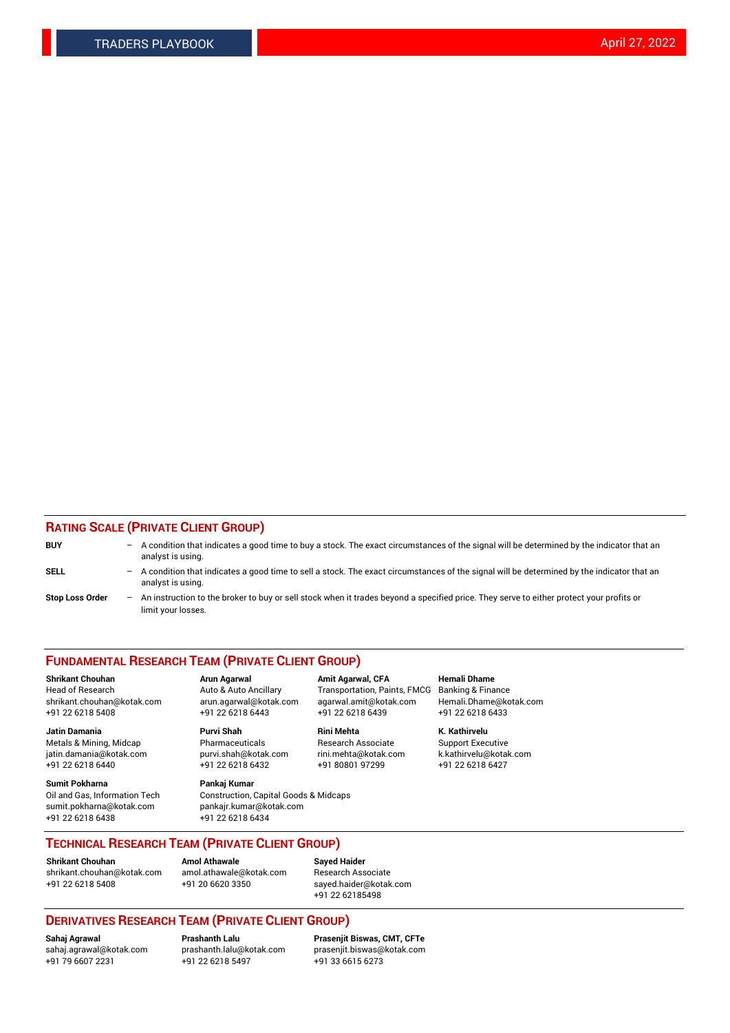## RATING SCALE (PRIVATE CLIENT GROUP)

**BUY** – A condition that indicates a good time to buy a stock. The exact circumstances of the signal will be determined by the indicator that an analyst is using.

**SELL** – A condition that indicates a good time to sell a stock. The exact circumstances of the signal will be determined by the indicator that an analyst is using.

**Stop Loss Order** – An instruction to the broker to buy or sell stock when it trades beyond a specified price. They serve to either protect your profits or limit your losses.

## FUNDAMENTAL RESEARCH TEAM (PRIVATE CLIENT GROUP)

**Shrikant Chouhan**
Head of Research
shrikant.chouhan@kotak.com
+91 22 6218 5408

**Arun Agarwal**
Auto & Auto Ancillary
arun.agarwal@kotak.com
+91 22 6218 6443

**Amit Agarwal, CFA**
Transportation, Paints, FMCG
agarwal.amit@kotak.com
+91 22 6218 6439

**Hemali Dhame**
Banking & Finance
Hemali.Dhame@kotak.com
+91 22 6218 6433

**Jatin Damania**
Metals & Mining, Midcap
jatin.damania@kotak.com
+91 22 6218 6440

**Purvi Shah**
Pharmaceuticals
purvi.shah@kotak.com
+91 22 6218 6432

**Rini Mehta**
Research Associate
rini.mehta@kotak.com
+91 80801 97299

**K. Kathirvelu**
Support Executive
k.kathirvelu@kotak.com
+91 22 6218 6427

**Sumit Pokharna**
Oil and Gas, Information Tech
sumit.pokharna@kotak.com
+91 22 6218 6438

**Pankaj Kumar**
Construction, Capital Goods & Midcaps
pankajr.kumar@kotak.com
+91 22 6218 6434

## TECHNICAL RESEARCH TEAM (PRIVATE CLIENT GROUP)

**Shrikant Chouhan**
shrikant.chouhan@kotak.com
+91 22 6218 5408

**Amol Athawale**
amol.athawale@kotak.com
+91 20 6620 3350

**Sayed Haider**
Research Associate
sayed.haider@kotak.com
+91 22 62185498

## DERIVATIVES RESEARCH TEAM (PRIVATE CLIENT GROUP)

**Sahaj Agrawal**
sahaj.agrawal@kotak.com
+91 79 6607 2231

**Prashanth Lalu**
prashanth.lalu@kotak.com
+91 22 6218 5497

**Prasenjit Biswas, CMT, CFTe**
prasenjit.biswas@kotak.com
+91 33 6615 6273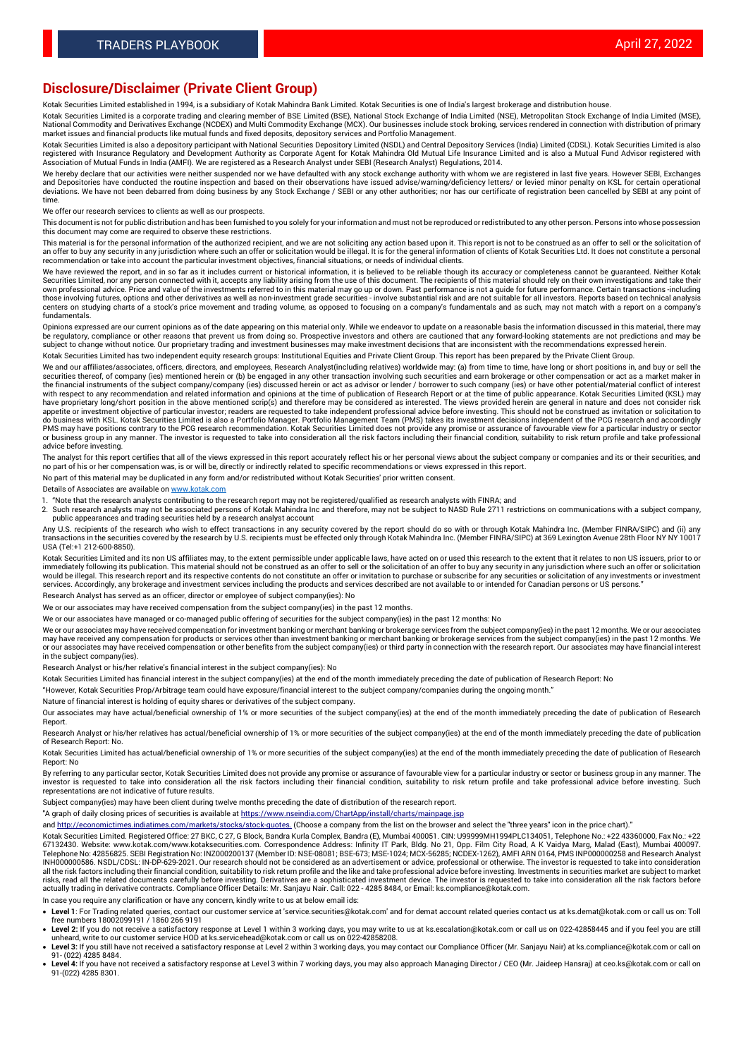## Disclosure/Disclaimer (Private Client Group)

Kotak Securities Limited established in 1994, is a subsidiary of Kotak Mahindra Bank Limited. Kotak Securities is one of India's largest brokerage and distribution house.

Kotak Securities Limited is a corporate trading and clearing member of BSE Limited (BSE), National Stock Exchange of India Limited (NSE), Metropolitan Stock Exchange of India Limited (MSE), National Commodity and Derivatives Exchange (NCDEX) and Multi Commodity Exchange (MCX). Our businesses include stock broking, services rendered in connection with distribution of primary market issues and financial products like mutual funds and fixed deposits, depository services and Portfolio Management.

Kotak Securities Limited is also a depository participant with National Securities Depository Limited (NSDL) and Central Depository Services (India) Limited (CDSL). Kotak Securities Limited is also registered with Insurance Regulatory and Development Authority as Corporate Agent for Kotak Mahindra Old Mutual Life Insurance Limited and is also a Mutual Fund Advisor registered with Association of Mutual Funds in India (AMFI). We are registered as a Research Analyst under SEBI (Research Analyst) Regulations, 2014.

We hereby declare that our activities were neither suspended nor we have defaulted with any stock exchange authority with whom we are registered in last five years. However SEBI, Exchanges and Depositories have conducted the routine inspection and based on their observations have issued advise/warning/deficiency letters/ or levied minor penalty on KSL for certain operational deviations. We have not been debarred from doing business by any Stock Exchange / SEBI or any other authorities; nor has our certificate of registration been cancelled by SEBI at any point of time.

We offer our research services to clients as well as our prospects.

This document is not for public distribution and has been furnished to you solely for your information and must not be reproduced or redistributed to any other person. Persons into whose possession this document may come are required to observe these restrictions.

This material is for the personal information of the authorized recipient, and we are not soliciting any action based upon it. This report is not to be construed as an offer to sell or the solicitation of an offer to buy any security in any jurisdiction where such an offer or solicitation would be illegal. It is for the general information of clients of Kotak Securities Ltd. It does not constitute a personal recommendation or take into account the particular investment objectives, financial situations, or needs of individual clients.

We have reviewed the report, and in so far as it includes current or historical information, it is believed to be reliable though its accuracy or completeness cannot be guaranteed. Neither Kotak Securities Limited, nor any person connected with it, accepts any liability arising from the use of this document. The recipients of this material should rely on their own investigations and take their own professional advice. Price and value of the investments referred to in this material may go up or down. Past performance is not a guide for future performance. Certain transactions -including those involving futures, options and other derivatives as well as non-investment grade securities - involve substantial risk and are not suitable for all investors. Reports based on technical analysis centers on studying charts of a stock's price movement and trading volume, as opposed to focusing on a company's fundamentals and as such, may not match with a report on a company's fundamentals.

Opinions expressed are our current opinions as of the date appearing on this material only. While we endeavor to update on a reasonable basis the information discussed in this material, there may be regulatory, compliance or other reasons that prevent us from doing so. Prospective investors and others are cautioned that any forward-looking statements are not predictions and may be subject to change without notice. Our proprietary trading and investment businesses may make investment decisions that are inconsistent with the recommendations expressed herein.

Kotak Securities Limited has two independent equity research groups: Institutional Equities and Private Client Group. This report has been prepared by the Private Client Group.

We and our affiliates/associates, officers, directors, and employees, Research Analyst(including relatives) worldwide may: (a) from time to time, have long or short positions in, and buy or sell the securities thereof, of company (ies) mentioned herein or (b) be engaged in any other transaction involving such securities and earn brokerage or other compensation or act as a market maker in the financial instruments of the subject company/company (ies) discussed herein or act as advisor or lender / borrower to such company (ies) or have other potential/material conflict of interest with respect to any recommendation and related information and opinions at the time of publication of Research Report or at the time of public appearance. Kotak Securities Limited (KSL) may have proprietary long/short position in the above mentioned scrip(s) and therefore may be considered as interested. The views provided herein are general in nature and does not consider risk appetite or investment objective of particular investor; readers are requested to take independent professional advice before investing. This should not be construed as invitation or solicitation to do business with KSL. Kotak Securities Limited is also a Portfolio Manager. Portfolio Management Team (PMS) takes its investment decisions independent of the PCG research and accordingly PMS may have positions contrary to the PCG research recommendation. Kotak Securities Limited does not provide any promise or assurance of favourable view for a particular industry or sector or business group in any manner. The investor is requested to take into consideration all the risk factors including their financial condition, suitability to risk return profile and take professional advice before investing.

The analyst for this report certifies that all of the views expressed in this report accurately reflect his or her personal views about the subject company or companies and its or their securities, and no part of his or her compensation was, is or will be, directly or indirectly related to specific recommendations or views expressed in this report.

No part of this material may be duplicated in any form and/or redistributed without Kotak Securities' prior written consent.

Details of Associates are available on www.kotak.com

1. "Note that the research analysts contributing to the research report may not be registered/qualified as research analysts with FINRA; and
2. Such research analysts may not be associated persons of Kotak Mahindra Inc and therefore, may not be subject to NASD Rule 2711 restrictions on communications with a subject company, public appearances and trading securities held by a research analyst account

Any U.S. recipients of the research who wish to effect transactions in any security covered by the report should do so with or through Kotak Mahindra Inc. (Member FINRA/SIPC) and (ii) any transactions in the securities covered by the research by U.S. recipients must be effected only through Kotak Mahindra Inc. (Member FINRA/SIPC) at 369 Lexington Avenue 28th Floor NY NY 10017 USA (Tel:+1 212-600-8850).

Kotak Securities Limited and its non US affiliates may, to the extent permissible under applicable laws, have acted on or used this research to the extent that it relates to non US issuers, prior to or immediately following its publication. This material should not be construed as an offer to sell or the solicitation of an offer to buy any security in any jurisdiction where such an offer or solicitation would be illegal. This research report and its respective contents do not constitute an offer or invitation to purchase or subscribe for any securities or solicitation of any investments or investment services. Accordingly, any brokerage and investment services including the products and services described are not available to or intended for Canadian persons or US persons."

Research Analyst has served as an officer, director or employee of subject company(ies): No

We or our associates may have received compensation from the subject company(ies) in the past 12 months.

We or our associates have managed or co-managed public offering of securities for the subject company(ies) in the past 12 months: No

We or our associates may have received compensation for investment banking or merchant banking or brokerage services from the subject company(ies) in the past 12 months. We or our associates may have received any compensation for products or services other than investment banking or merchant banking or brokerage services from the subject company(ies) in the past 12 months. We or our associates may have received compensation or other benefits from the subject company(ies) or third party in connection with the research report. Our associates may have financial interest in the subject company(ies).

Research Analyst or his/her relative's financial interest in the subject company(ies): No

Kotak Securities Limited has financial interest in the subject company(ies) at the end of the month immediately preceding the date of publication of Research Report: No

"However, Kotak Securities Prop/Arbitrage team could have exposure/financial interest to the subject company/companies during the ongoing month."

Nature of financial interest is holding of equity shares or derivatives of the subject company.

Our associates may have actual/beneficial ownership of 1% or more securities of the subject company(ies) at the end of the month immediately preceding the date of publication of Research Report.

Research Analyst or his/her relatives has actual/beneficial ownership of 1% or more securities of the subject company(ies) at the end of the month immediately preceding the date of publication of Research Report: No.

Kotak Securities Limited has actual/beneficial ownership of 1% or more securities of the subject company(ies) at the end of the month immediately preceding the date of publication of Research Report: No

By referring to any particular sector, Kotak Securities Limited does not provide any promise or assurance of favourable view for a particular industry or sector or business group in any manner. The investor is requested to take into consideration all the risk factors including their financial condition, suitability to risk return profile and take professional advice before investing. Such representations are not indicative of future results.

Subject company(ies) may have been client during twelve months preceding the date of distribution of the research report.

"A graph of daily closing prices of securities is available at https://www.nseindia.com/ChartApp/install/charts/mainpage.jsp

and http://economictimes.indiatimes.com/markets/stocks/stock-quotes. (Choose a company from the list on the browser and select the "three years" icon in the price chart)."

Kotak Securities Limited. Registered Office: 27 BKC, C 27, G Block, Bandra Kurla Complex, Bandra (E), Mumbai 400051. CIN: U99999MH1994PLC134051, Telephone No.: +22 43360000, Fax No.: +22 67132430. Website: www.kotak.com/www.kotaksecurities.com. Correspondence Address: Infinity IT Park, Bldg. No 21, Opp. Film City Road, A K Vaidya Marg, Malad (East), Mumbai 400097. Telephone No: 42856825. SEBI Registration No: INZ000200137 (Member ID: NSE-08081; BSE-673; MSE-1024; MCX-56285; NCDEX-1262), AMFI ARN 0164, PMS INP000000258 and Research Analyst INH000000586. NSDL/CDSL: IN-DP-629-2021. Our research should not be considered as an advertisement or advice, professional or otherwise. The investor is requested to take into consideration all the risk factors including their financial condition, suitability to risk return profile and the like and take professional advice before investing. Investments in securities market are subject to market risks, read all the related documents carefully before investing. Derivatives are a sophisticated investment device. The investor is requested to take into consideration all the risk factors before actually trading in derivative contracts. Compliance Officer Details: Mr. Sanjayu Nair. Call: 022 - 4285 8484, or Email: ks.compliance@kotak.com.

In case you require any clarification or have any concern, kindly write to us at below email ids:

- **Level 1**: For Trading related queries, contact our customer service at 'service.securities@kotak.com' and for demat account related queries contact us at ks.demat@kotak.com or call us on: Toll free numbers 18002099191 / 1860 266 9191
- **Level 2:** If you do not receive a satisfactory response at Level 1 within 3 working days, you may write to us at ks.escalation@kotak.com or call us on 022-42858445 and if you feel you are still unheard, write to our customer service HOD at ks.servicehead@kotak.com or call us on 022-42858208.
- **Level 3:** If you still have not received a satisfactory response at Level 2 within 3 working days, you may contact our Compliance Officer (Mr. Sanjayu Nair) at ks.compliance@kotak.com or call on 91- (022) 4285 8484.
- **Level 4:** If you have not received a satisfactory response at Level 3 within 7 working days, you may also approach Managing Director / CEO (Mr. Jaideep Hansraj) at ceo.ks@kotak.com or call on 91-(022) 4285 8301.